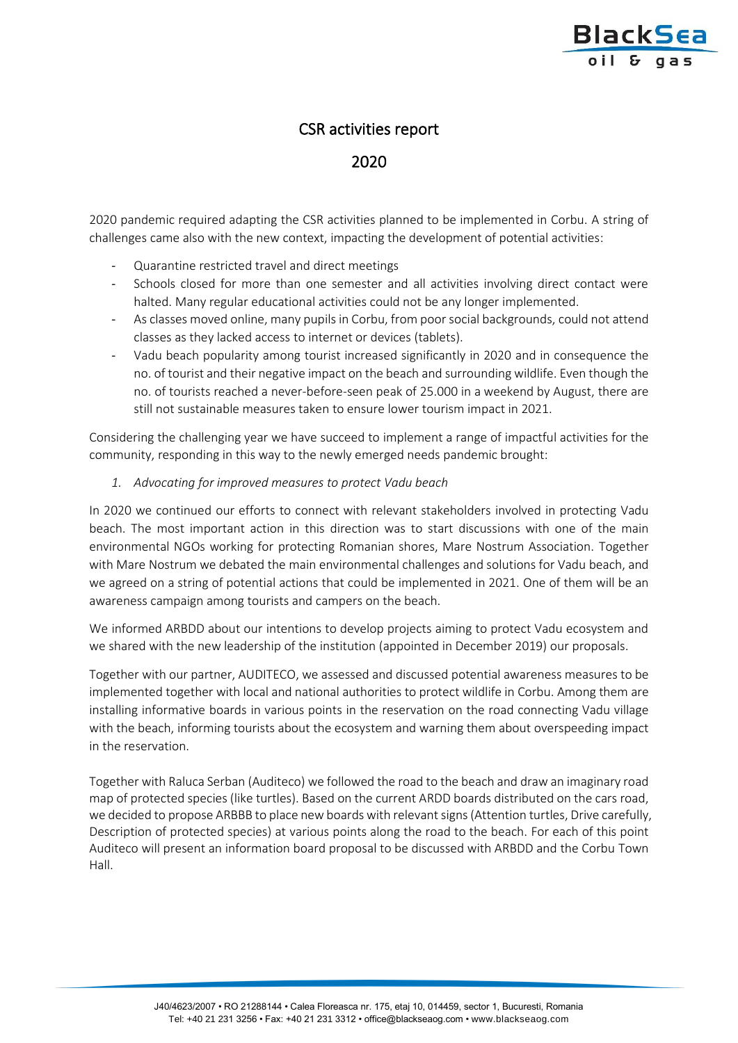# CSR activities report

# 2020

2020 pandemic required adapting the CSR activities planned to be implemented in Corbu. A string of challenges came also with the new context, impacting the development of potential activities:

- Quarantine restricted travel and direct meetings
- Schools closed for more than one semester and all activities involving direct contact were halted. Many regular educational activities could not be any longer implemented.
- As classes moved online, many pupils in Corbu, from poor social backgrounds, could not attend classes as they lacked access to internet or devices (tablets).
- Vadu beach popularity among tourist increased significantly in 2020 and in consequence the no. of tourist and their negative impact on the beach and surrounding wildlife. Even though the no. of tourists reached a never-before-seen peak of 25.000 in a weekend by August, there are still not sustainable measures taken to ensure lower tourism impact in 2021.

Considering the challenging year we have succeed to implement a range of impactful activities for the community, responding in this way to the newly emerged needs pandemic brought:

1. *Advocating for improved measures to protect Vadu beach*

In 2020 we continued our efforts to connect with relevant stakeholders involved in protecting Vadu beach. The most important action in this direction was to start discussions with one of the main environmental NGOs working for protecting Romanian shores, Mare Nostrum Association. Together with Mare Nostrum we debated the main environmental challenges and solutions for Vadu beach, and we agreed on a string of potential actions that could be implemented in 2021. One of them will be an awareness campaign among tourists and campers on the beach.

We informed ARBDD about our intentions to develop projects aiming to protect Vadu ecosystem and we shared with the new leadership of the institution (appointed in December 2019) our proposals.

Together with our partner, AUDITECO, we assessed and discussed potential awareness measures to be implemented together with local and national authorities to protect wildlife in Corbu. Among them are installing informative boards in various points in the reservation on the road connecting Vadu village with the beach, informing tourists about the ecosystem and warning them about overspeeding impact in the reservation.

Together with Raluca Serban (Auditeco) we followed the road to the beach and draw an imaginary road map of protected species (like turtles). Based on the current ARDD boards distributed on the cars road, we decided to propose ARBBB to place new boards with relevant signs (Attention turtles, Drive carefully, Description of protected species) at various points along the road to the beach. For each of this point Auditeco will present an information board proposal to be discussed with ARBDD and the Corbu Town Hall.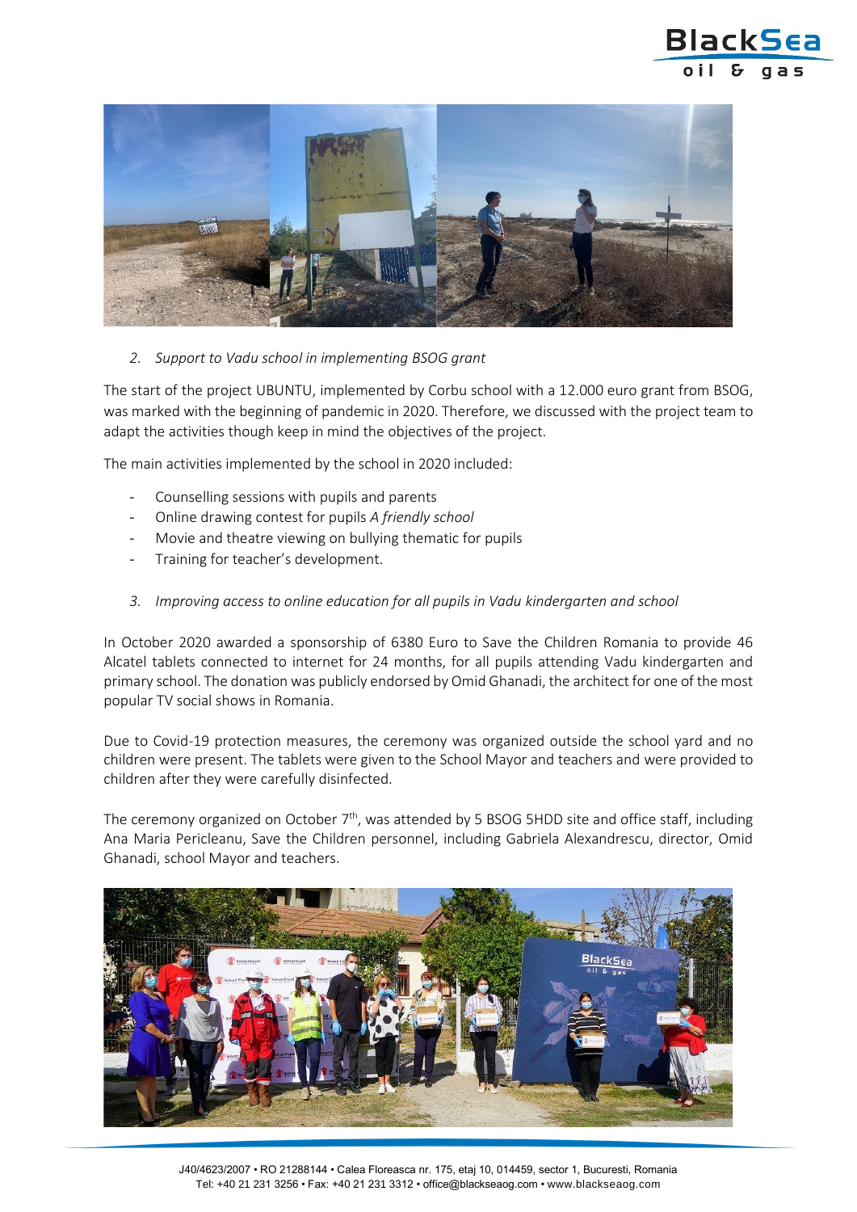2. *Support to Vadu school in implementing BSOG grant*

The start of the project UBUNTU, implemented by Corbu school with a 12.000 euro grant from BSOG, was marked with the beginning of pandemic in 2020. Therefore, we discussed with the project team to adapt the activities though keep in mind the objectives of the project.

The main activities implemented by the school in 2020 included:

- Counselling sessions with pupils and parents
- Online drawing contest for pupils *A friendly school*
- Movie and theatre viewing on bullying thematic for pupils
- Training for teacher's development.

3. *Improving access to online education for all pupils in Vadu kindergarten and school*

In October 2020 awarded a sponsorship of 6380 Euro to Save the Children Romania to provide 46 Alcatel tablets connected to internet for 24 months, for all pupils attending Vadu kindergarten and primary school. The donation was publicly endorsed by Omid Ghanadi, the architect for one of the most popular TV social shows in Romania.

Due to Covid-19 protection measures, the ceremony was organized outside the school yard and no children were present. The tablets were given to the School Mayor and teachers and were provided to children after they were carefully disinfected.

The ceremony organized on October 7th, was attended by 5 BSOG 5HDD site and office staff, including Ana Maria Pericleanu, Save the Children personnel, including Gabriela Alexandrescu, director, Omid Ghanadi, school Mayor and teachers.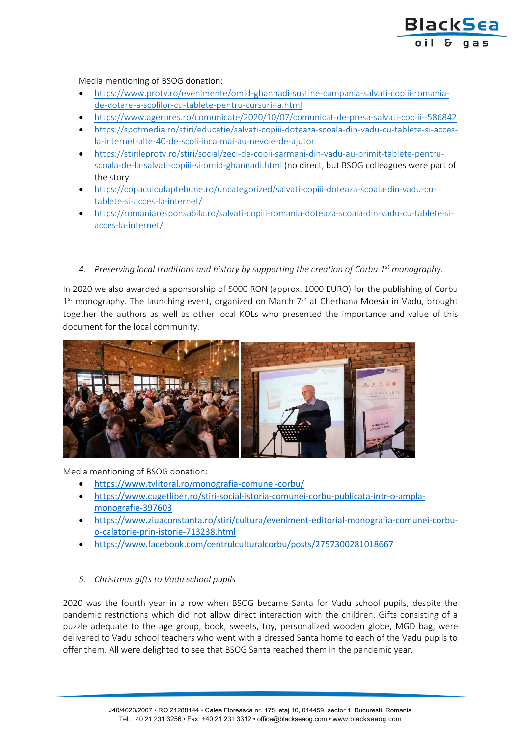Media mentioning of BSOG donation:

- https://www.protv.ro/evenimente/omid-ghannadi-sustine-campania-salvati-copiii-romania-de-dotare-a-scolilor-cu-tablete-pentru-cursuri-la.html
- https://www.agerpres.ro/comunicate/2020/10/07/comunicat-de-presa-salvati-copiii--586842
- https://spotmedia.ro/stiri/educatie/salvati-copiii-doteaza-scoala-din-vadu-cu-tablete-si-acces-la-internet-alte-40-de-scoli-inca-mai-au-nevoie-de-ajutor
- https://stirileprotv.ro/stiri/social/zeci-de-copii-sarmani-din-vadu-au-primit-tablete-pentru-scoala-de-la-salvati-copiii-si-omid-ghannadi.html (no direct, but BSOG colleagues were part of the story
- https://copaculcufaptebune.ro/uncategorized/salvati-copiii-doteaza-scoala-din-vadu-cu-tablete-si-acces-la-internet/
- https://romaniaresponsabila.ro/salvati-copiii-romania-doteaza-scoala-din-vadu-cu-tablete-si-acces-la-internet/

4. *Preserving local traditions and history by supporting the creation of Corbu 1st monography.*

In 2020 we also awarded a sponsorship of 5000 RON (approx. 1000 EURO) for the publishing of Corbu 1st monography. The launching event, organized on March 7th at Cherhana Moesia in Vadu, brought together the authors as well as other local KOLs who presented the importance and value of this document for the local community.

Media mentioning of BSOG donation:

- https://www.tvlitoral.ro/monografia-comunei-corbu/
- https://www.cugetliber.ro/stiri-social-istoria-comunei-corbu-publicata-intr-o-ampla-monografie-397603
- https://www.ziuaconstanta.ro/stiri/cultura/eveniment-editorial-monografia-comunei-corbu-o-calatorie-prin-istorie-713238.html
- https://www.facebook.com/centrulculturalcorbu/posts/2757300281018667

5. *Christmas gifts to Vadu school pupils*

2020 was the fourth year in a row when BSOG became Santa for Vadu school pupils, despite the pandemic restrictions which did not allow direct interaction with the children. Gifts consisting of a puzzle adequate to the age group, book, sweets, toy, personalized wooden globe, MGD bag, were delivered to Vadu school teachers who went with a dressed Santa home to each of the Vadu pupils to offer them. All were delighted to see that BSOG Santa reached them in the pandemic year.